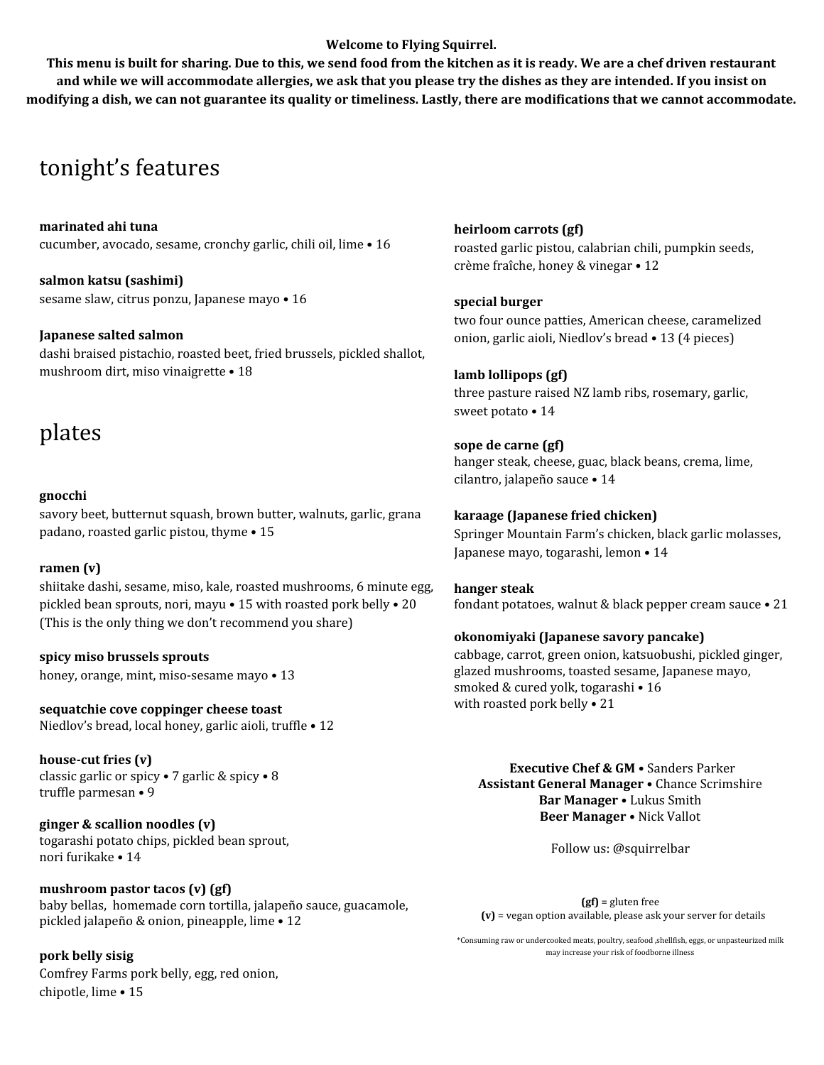**Welcome to Flying Squirrel.**

**This menu is built for sharing. Due to this, we send food from the kitchen as it is ready. We are a chef driven restaurant and while we will accommodate allergies, we ask that you please try the dishes as they are intended. If you insist on modifying a dish, we can not guarantee its quality or timeliness. Lastly, there are modifications that we cannot accommodate.**

# tonight's features

**marinated ahi tuna**
cucumber, avocado, sesame, cronchy garlic, chili oil, lime • 16

**salmon katsu (sashimi)**
sesame slaw, citrus ponzu, Japanese mayo • 16

**Japanese salted salmon**
dashi braised pistachio, roasted beet, fried brussels, pickled shallot, mushroom dirt, miso vinaigrette • 18

# plates

**gnocchi**
savory beet, butternut squash, brown butter, walnuts, garlic, grana padano, roasted garlic pistou, thyme • 15

**ramen (v)**
shiitake dashi, sesame, miso, kale, roasted mushrooms, 6 minute egg, pickled bean sprouts, nori, mayu • 15 with roasted pork belly • 20
(This is the only thing we don't recommend you share)

**spicy miso brussels sprouts**
honey, orange, mint, miso-sesame mayo • 13

**sequatchie cove coppinger cheese toast**
Niedlov's bread, local honey, garlic aioli, truffle • 12

**house-cut fries (v)**
classic garlic or spicy • 7 garlic & spicy • 8
truffle parmesan • 9

**ginger & scallion noodles (v)**
togarashi potato chips, pickled bean sprout, nori furikake • 14

**mushroom pastor tacos (v) (gf)**
baby bellas, homemade corn tortilla, jalapeño sauce, guacamole, pickled jalapeño & onion, pineapple, lime • 12

**pork belly sisig**
Comfrey Farms pork belly, egg, red onion, chipotle, lime • 15

**heirloom carrots (gf)**
roasted garlic pistou, calabrian chili, pumpkin seeds, crème fraîche, honey & vinegar • 12

**special burger**
two four ounce patties, American cheese, caramelized onion, garlic aioli, Niedlov's bread • 13 (4 pieces)

**lamb lollipops (gf)**
three pasture raised NZ lamb ribs, rosemary, garlic, sweet potato • 14

**sope de carne (gf)**
hanger steak, cheese, guac, black beans, crema, lime, cilantro, jalapeño sauce • 14

**karaage (Japanese fried chicken)**
Springer Mountain Farm's chicken, black garlic molasses, Japanese mayo, togarashi, lemon • 14

**hanger steak**
fondant potatoes, walnut & black pepper cream sauce • 21

**okonomiyaki (Japanese savory pancake)**
cabbage, carrot, green onion, katsuobushi, pickled ginger, glazed mushrooms, toasted sesame, Japanese mayo, smoked & cured yolk, togarashi • 16
with roasted pork belly • 21

**Executive Chef & GM** • Sanders Parker
**Assistant General Manager** • Chance Scrimshire
**Bar Manager** • Lukus Smith
**Beer Manager** • Nick Vallot

Follow us: @squirrelbar

**(gf)** = gluten free
**(v)** = vegan option available, please ask your server for details

*Consuming raw or undercooked meats, poultry, seafood ,shellfish, eggs, or unpasteurized milk may increase your risk of foodborne illness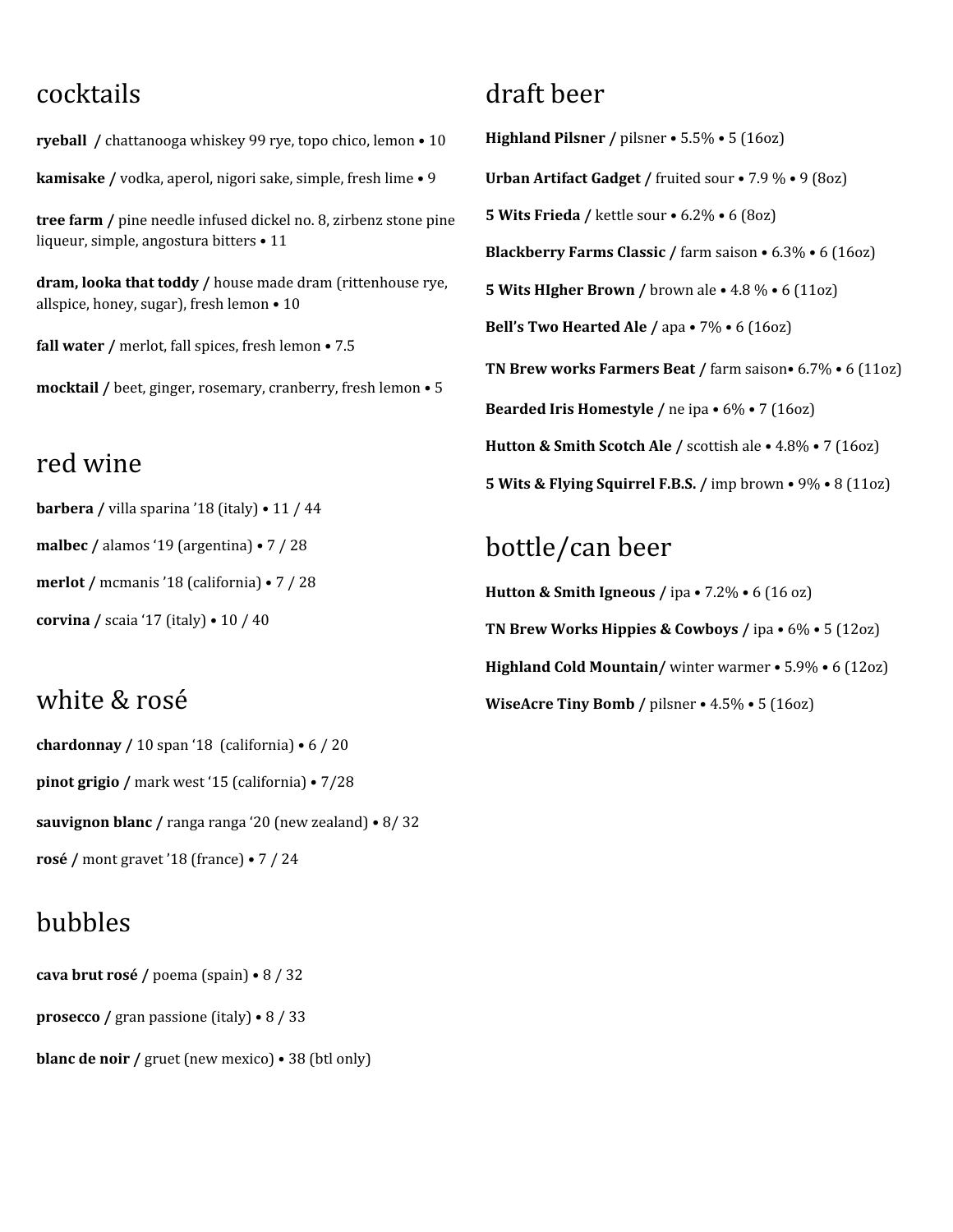## cocktails

**ryeball /** chattanooga whiskey 99 rye, topo chico, lemon • 10

**kamisake /** vodka, aperol, nigori sake, simple, fresh lime • 9

**tree farm /** pine needle infused dickel no. 8, zirbenz stone pine liqueur, simple, angostura bitters • 11

**dram, looka that toddy /** house made dram (rittenhouse rye, allspice, honey, sugar), fresh lemon • 10

**fall water /** merlot, fall spices, fresh lemon • 7.5

**mocktail /** beet, ginger, rosemary, cranberry, fresh lemon • 5

## red wine

**barbera /** villa sparina '18 (italy) • 11 / 44

**malbec /** alamos '19 (argentina) • 7 / 28

**merlot /** mcmanis '18 (california) • 7 / 28

**corvina /** scaia '17 (italy) • 10 / 40

## white & rosé

**chardonnay /** 10 span '18 (california) • 6 / 20

**pinot grigio /** mark west '15 (california) • 7/28

**sauvignon blanc /** ranga ranga '20 (new zealand) • 8/ 32

**rosé /** mont gravet '18 (france) • 7 / 24

## bubbles

**cava brut rosé /** poema (spain) • 8 / 32

**prosecco /** gran passione (italy) • 8 / 33

**blanc de noir /** gruet (new mexico) • 38 (btl only)

## draft beer

**Highland Pilsner /** pilsner • 5.5% • 5 (16oz)

**Urban Artifact Gadget /** fruited sour • 7.9 % • 9 (8oz)

**5 Wits Frieda /** kettle sour • 6.2% • 6 (8oz)

**Blackberry Farms Classic /** farm saison • 6.3% • 6 (16oz)

**5 Wits HIgher Brown /** brown ale • 4.8 % • 6 (11oz)

**Bell's Two Hearted Ale /** apa • 7% • 6 (16oz)

**TN Brew works Farmers Beat /** farm saison• 6.7% • 6 (11oz)

**Bearded Iris Homestyle /** ne ipa • 6% • 7 (16oz)

**Hutton & Smith Scotch Ale /** scottish ale • 4.8% • 7 (16oz)

**5 Wits & Flying Squirrel F.B.S. /** imp brown • 9% • 8 (11oz)

## bottle/can beer

**Hutton & Smith Igneous /** ipa • 7.2% • 6 (16 oz)

**TN Brew Works Hippies & Cowboys /** ipa • 6% • 5 (12oz)

**Highland Cold Mountain/** winter warmer • 5.9% • 6 (12oz)

**WiseAcre Tiny Bomb /** pilsner • 4.5% • 5 (16oz)